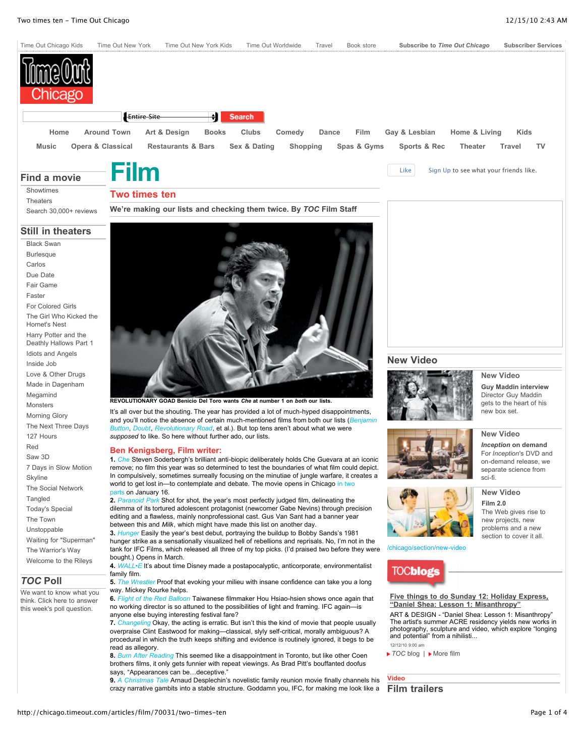# Film

## Two times ten

**We're making our lists and checking them twice. By *TOC* Film Staff**

**REVOLUTIONARY GOAD Benicio Del Toro wants *Che* at number 1 on *both* our lists.**

It's all over but the shouting. The year has provided a lot of much-hyped disappointments, and you'll notice the absence of certain much-mentioned films from both our lists (Benjamin Button, Doubt, Revolutionary Road, et al.). But top tens aren't about what we were *supposed* to like. So here without further ado, our lists.

### Ben Kenigsberg, Film writer:

**1.** Che Steven Soderbergh's brilliant anti-biopic deliberately holds Che Guevara at an iconic remove; no film this year was so determined to test the boundaries of what film could depict. In compulsively, sometimes surreally focusing on the minutiae of jungle warfare, it creates a world to get lost in—to contemplate and debate. The movie opens in Chicago in two parts on January 16.

**2.** Paranoid Park Shot for shot, the year's most perfectly judged film, delineating the dilemma of its tortured adolescent protagonist (newcomer Gabe Nevins) through precision editing and a flawless, mainly nonprofessional cast. Gus Van Sant had a banner year between this and *Milk*, which might have made this list on another day.

**3.** Hunger Easily the year's best debut, portraying the buildup to Bobby Sands's 1981 hunger strike as a sensationally visualized hell of rebellions and reprisals. No, I'm not in the tank for IFC Films, which released all three of my top picks. (I'd praised two before they were bought.) Opens in March.

**4.** WALL•E It's about time Disney made a postapocalyptic, anticorporate, environmentalist family film.

**5.** The Wrestler Proof that evoking your milieu with insane confidence can take you a long way. Mickey Rourke helps.

**6.** Flight of the Red Balloon Taiwanese filmmaker Hou Hsiao-hsien shows once again that no working director is so attuned to the possibilities of light and framing. IFC again—is anyone else buying interesting festival fare?

**7.** Changeling Okay, the acting is erratic. But isn't this the kind of movie that people usually overpraise Clint Eastwood for making—classical, slyly self-critical, morally ambiguous? A procedural in which the truth keeps shifting and evidence is routinely ignored, it begs to be read as allegory.

**8.** Burn After Reading This seemed like a disappointment in Toronto, but like other Coen brothers films, it only gets funnier with repeat viewings. As Brad Pitt's bouffanted doofus says, "Appearances can be…deceptive."

**9.** A Christmas Tale Arnaud Desplechin's novelistic family reunion movie finally channels his crazy narrative gambits into a stable structure. Goddamn you, IFC, for making me look like a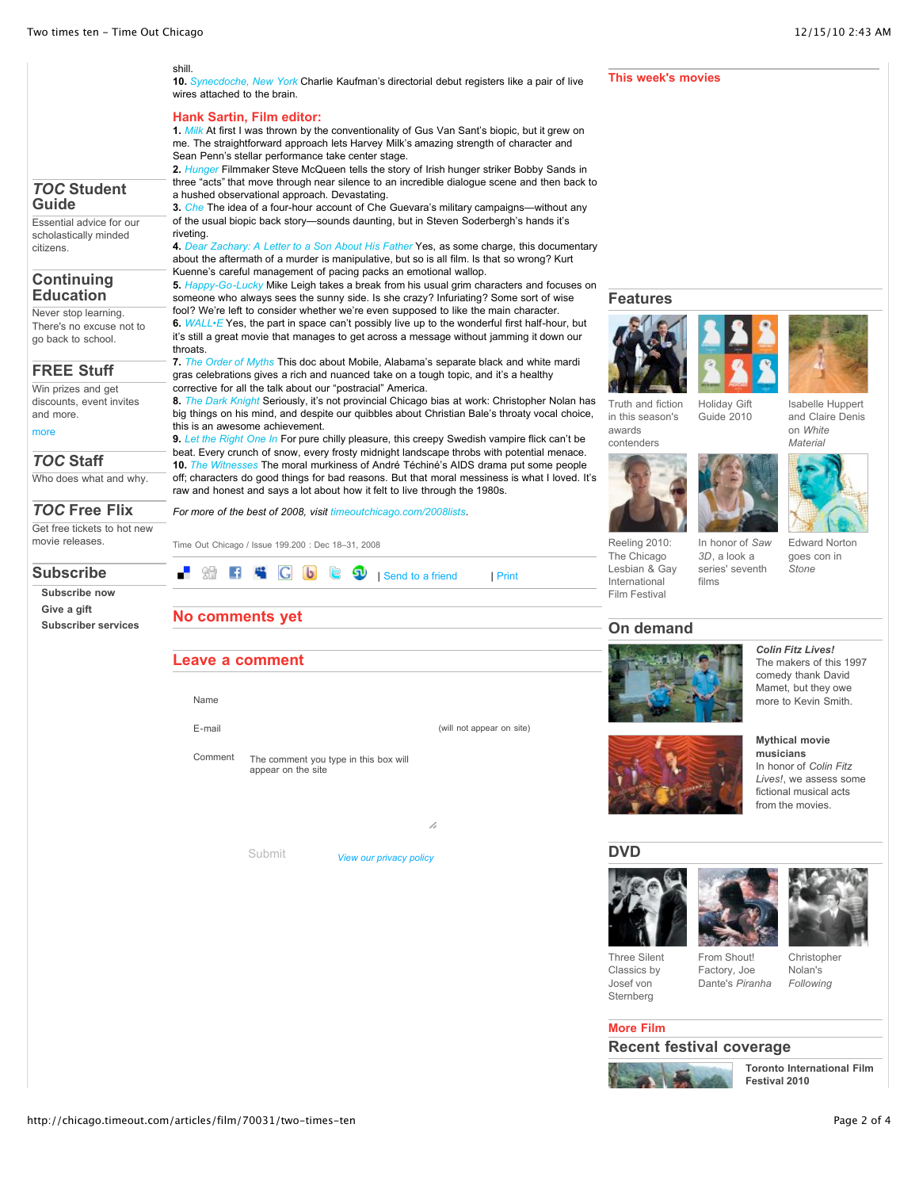shill.
**10.** *Synecdoche, New York* Charlie Kaufman's directorial debut registers like a pair of live wires attached to the brain.

## Hank Sartin, Film editor:

**1.** *Milk* At first I was thrown by the conventionality of Gus Van Sant's biopic, but it grew on me. The straightforward approach lets Harvey Milk's amazing strength of character and Sean Penn's stellar performance take center stage.
**2.** *Hunger* Filmmaker Steve McQueen tells the story of Irish hunger striker Bobby Sands in three "acts" that move through near silence to an incredible dialogue scene and then back to a hushed observational approach. Devastating.
**3.** *Che* The idea of a four-hour account of Che Guevara's military campaigns—without any of the usual biopic back story—sounds daunting, but in Steven Soderbergh's hands it's riveting.
**4.** *Dear Zachary: A Letter to a Son About His Father* Yes, as some charge, this documentary about the aftermath of a murder is manipulative, but so is all film. Is that so wrong? Kurt Kuenne's careful management of pacing packs an emotional wallop.
**5.** *Happy-Go-Lucky* Mike Leigh takes a break from his usual grim characters and focuses on someone who always sees the sunny side. Is she crazy? Infuriating? Some sort of wise fool? We're left to consider whether we're even supposed to like the main character.
**6.** *WALL•E* Yes, the part in space can't possibly live up to the wonderful first half-hour, but it's still a great movie that manages to get across a message without jamming it down our throats.
**7.** *The Order of Myths* This doc about Mobile, Alabama's separate black and white mardi gras celebrations gives a rich and nuanced take on a tough topic, and it's a healthy corrective for all the talk about our "postracial" America.
**8.** *The Dark Knight* Seriously, it's not provincial Chicago bias at work: Christopher Nolan has big things on his mind, and despite our quibbles about Christian Bale's throaty vocal choice, this is an awesome achievement.
**9.** *Let the Right One In* For pure chilly pleasure, this creepy Swedish vampire flick can't be beat. Every crunch of snow, every frosty midnight landscape throbs with potential menace.
**10.** *The Witnesses* The moral murkiness of André Téchiné's AIDS drama put some people off; characters do good things for bad reasons. But that moral messiness is what I loved. It's raw and honest and says a lot about how it felt to live through the 1980s.

*For more of the best of 2008, visit timeoutchicago.com/2008lists.*

Time Out Chicago / Issue 199.200 : Dec 18–31, 2008

| Send to a friend | Print

## No comments yet

## Leave a comment

Name

E-mail (will not appear on site)

Comment The comment you type in this box will appear on the site

Submit *View our privacy policy*

## *TOC* Student Guide

Essential advice for our scholastically minded citizens.

## Continuing Education

Never stop learning. There's no excuse not to go back to school.

## FREE Stuff

Win prizes and get discounts, event invites and more.

more

## *TOC* Staff

Who does what and why.

## *TOC* Free Flix

Get free tickets to hot new movie releases.

## Subscribe

**Subscribe now**
**Give a gift**
**Subscriber services**

## This week's movies

## Features

Truth and fiction in this season's awards contenders

Holiday Gift Guide 2010

Isabelle Huppert and Claire Denis on *White Material*

Reeling 2010: The Chicago Lesbian & Gay International Film Festival

In honor of *Saw 3D*, a look a series' seventh films

Edward Norton goes con in *Stone*

## On demand

***Colin Fitz Lives!***
The makers of this 1997 comedy thank David Mamet, but they owe more to Kevin Smith.

**Mythical movie musicians**
In honor of *Colin Fitz Lives!*, we assess some fictional musical acts from the movies.

## DVD

Three Silent Classics by Josef von Sternberg

From Shout! Factory, Joe Dante's *Piranha*

Christopher Nolan's *Following*

## More Film

## Recent festival coverage

**Toronto International Film Festival 2010**